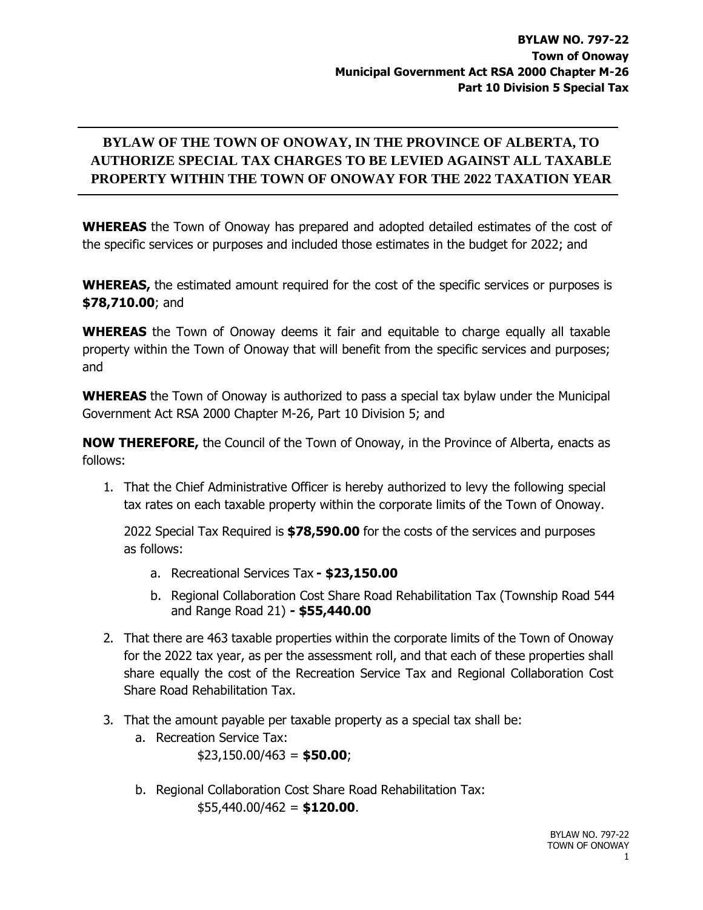**BYLAW NO. 797-22**
**Town of Onoway**
**Municipal Government Act RSA 2000 Chapter M-26**
**Part 10 Division 5 Special Tax**

---

# BYLAW OF THE TOWN OF ONOWAY, IN THE PROVINCE OF ALBERTA, TO AUTHORIZE SPECIAL TAX CHARGES TO BE LEVIED AGAINST ALL TAXABLE PROPERTY WITHIN THE TOWN OF ONOWAY FOR THE 2022 TAXATION YEAR

---

**WHEREAS** the Town of Onoway has prepared and adopted detailed estimates of the cost of the specific services or purposes and included those estimates in the budget for 2022; and

**WHEREAS,** the estimated amount required for the cost of the specific services or purposes is **$78,710.00**; and

**WHEREAS** the Town of Onoway deems it fair and equitable to charge equally all taxable property within the Town of Onoway that will benefit from the specific services and purposes; and

**WHEREAS** the Town of Onoway is authorized to pass a special tax bylaw under the Municipal Government Act RSA 2000 Chapter M-26, Part 10 Division 5; and

**NOW THEREFORE,** the Council of the Town of Onoway, in the Province of Alberta, enacts as follows:

1. That the Chief Administrative Officer is hereby authorized to levy the following special tax rates on each taxable property within the corporate limits of the Town of Onoway.

   2022 Special Tax Required is **$78,590.00** for the costs of the services and purposes as follows:

   a. Recreational Services Tax **- $23,150.00**
   b. Regional Collaboration Cost Share Road Rehabilitation Tax (Township Road 544 and Range Road 21) **- $55,440.00**

2. That there are 463 taxable properties within the corporate limits of the Town of Onoway for the 2022 tax year, as per the assessment roll, and that each of these properties shall share equally the cost of the Recreation Service Tax and Regional Collaboration Cost Share Road Rehabilitation Tax.

3. That the amount payable per taxable property as a special tax shall be:
   a. Recreation Service Tax:
      $23,150.00/463 = **$50.00**;

   b. Regional Collaboration Cost Share Road Rehabilitation Tax:
      $55,440.00/462 = **$120.00**.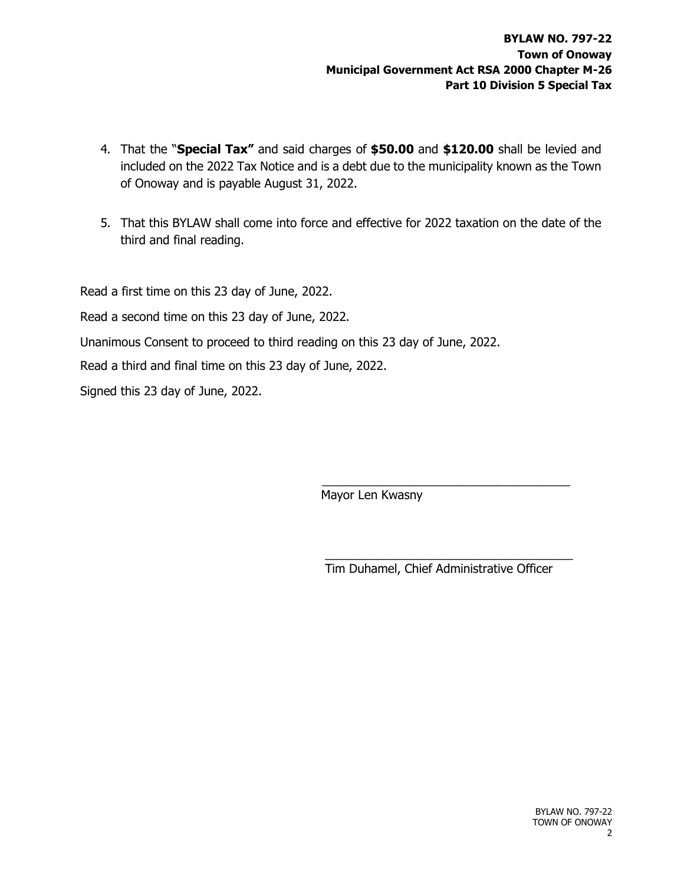4. That the "**Special Tax"** and said charges of **$50.00** and **$120.00** shall be levied and included on the 2022 Tax Notice and is a debt due to the municipality known as the Town of Onoway and is payable August 31, 2022.

5. That this BYLAW shall come into force and effective for 2022 taxation on the date of the third and final reading.

Read a first time on this 23 day of June, 2022.

Read a second time on this 23 day of June, 2022.

Unanimous Consent to proceed to third reading on this 23 day of June, 2022.

Read a third and final time on this 23 day of June, 2022.

Signed this 23 day of June, 2022.

\_\_\_\_\_\_\_\_\_\_\_\_\_\_\_\_\_\_\_\_\_\_\_\_\_\_\_\_\_\_\_\_\_\_\_\_\_\_

Mayor Len Kwasny

\_\_\_\_\_\_\_\_\_\_\_\_\_\_\_\_\_\_\_\_\_\_\_\_\_\_\_\_\_\_\_\_\_\_\_\_\_\_

Tim Duhamel, Chief Administrative Officer